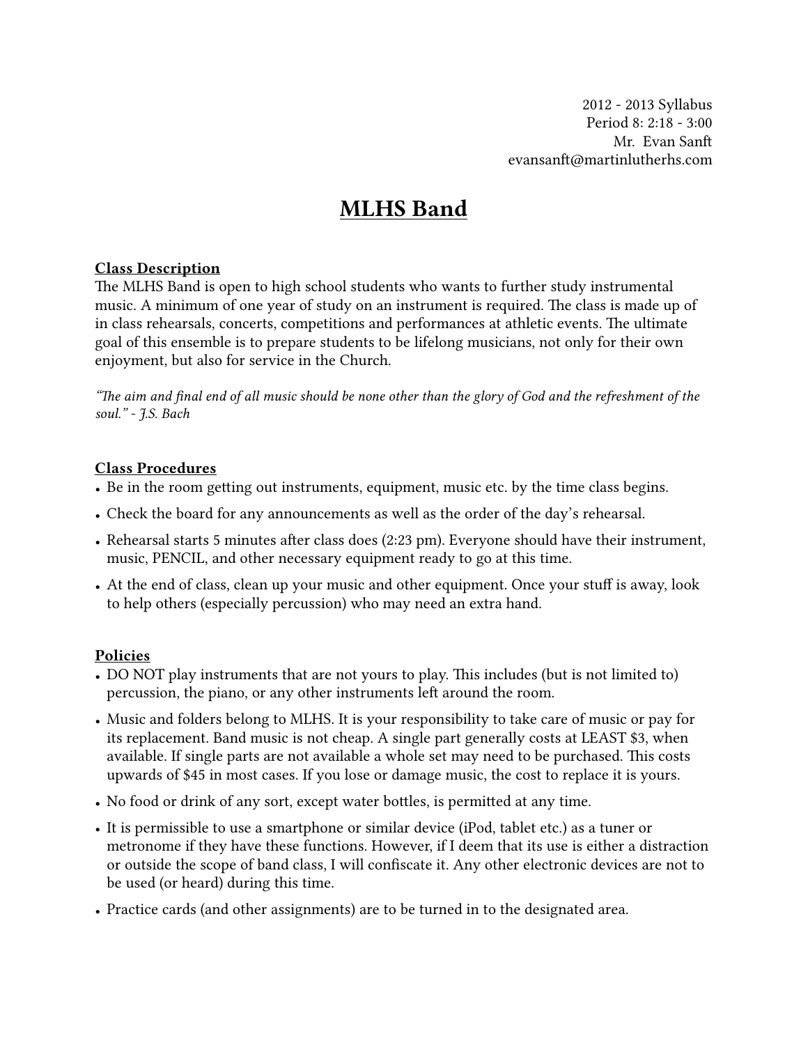2012 - 2013 Syllabus
Period 8: 2:18 - 3:00
Mr. Evan Sanft
evansanft@martinlutherhs.com

# MLHS Band

## Class Description

The MLHS Band is open to high school students who wants to further study instrumental music. A minimum of one year of study on an instrument is required. The class is made up of in class rehearsals, concerts, competitions and performances at athletic events. The ultimate goal of this ensemble is to prepare students to be lifelong musicians, not only for their own enjoyment, but also for service in the Church.

*"The aim and final end of all music should be none other than the glory of God and the refreshment of the soul." - J.S. Bach*

## Class Procedures

- Be in the room getting out instruments, equipment, music etc. by the time class begins.
- Check the board for any announcements as well as the order of the day's rehearsal.
- Rehearsal starts 5 minutes after class does (2:23 pm). Everyone should have their instrument, music, PENCIL, and other necessary equipment ready to go at this time.
- At the end of class, clean up your music and other equipment. Once your stuff is away, look to help others (especially percussion) who may need an extra hand.

## Policies

- DO NOT play instruments that are not yours to play. This includes (but is not limited to) percussion, the piano, or any other instruments left around the room.
- Music and folders belong to MLHS. It is your responsibility to take care of music or pay for its replacement. Band music is not cheap. A single part generally costs at LEAST $3, when available. If single parts are not available a whole set may need to be purchased. This costs upwards of $45 in most cases. If you lose or damage music, the cost to replace it is yours.
- No food or drink of any sort, except water bottles, is permitted at any time.
- It is permissible to use a smartphone or similar device (iPod, tablet etc.) as a tuner or metronome if they have these functions. However, if I deem that its use is either a distraction or outside the scope of band class, I will confiscate it. Any other electronic devices are not to be used (or heard) during this time.
- Practice cards (and other assignments) are to be turned in to the designated area.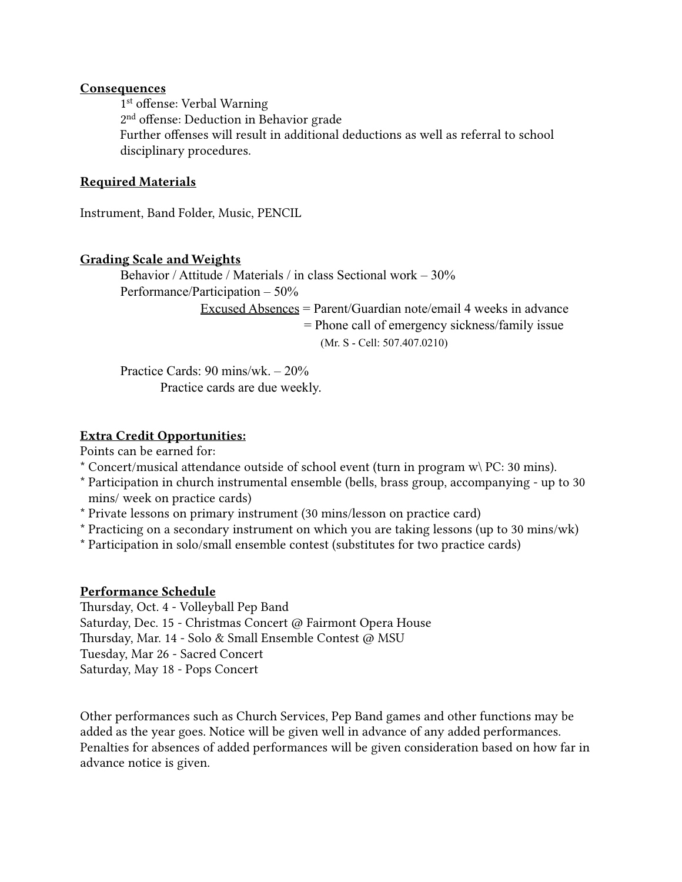**Consequences**

1st offense: Verbal Warning
2nd offense: Deduction in Behavior grade
Further offenses will result in additional deductions as well as referral to school disciplinary procedures.

**Required Materials**

Instrument, Band Folder, Music, PENCIL

**Grading Scale and Weights**

Behavior / Attitude / Materials / in class Sectional work – 30%
Performance/Participation – 50%

Excused Absences = Parent/Guardian note/email 4 weeks in advance
= Phone call of emergency sickness/family issue
(Mr. S - Cell: 507.407.0210)

Practice Cards: 90 mins/wk. – 20%
Practice cards are due weekly.

**Extra Credit Opportunities:**

Points can be earned for:

* Concert/musical attendance outside of school event (turn in program w\ PC: 30 mins).
* Participation in church instrumental ensemble (bells, brass group, accompanying - up to 30 mins/ week on practice cards)
* Private lessons on primary instrument (30 mins/lesson on practice card)
* Practicing on a secondary instrument on which you are taking lessons (up to 30 mins/wk)
* Participation in solo/small ensemble contest (substitutes for two practice cards)

**Performance Schedule**

Thursday, Oct. 4 - Volleyball Pep Band
Saturday, Dec. 15 - Christmas Concert @ Fairmont Opera House
Thursday, Mar. 14 - Solo & Small Ensemble Contest @ MSU
Tuesday, Mar 26 - Sacred Concert
Saturday, May 18 - Pops Concert

Other performances such as Church Services, Pep Band games and other functions may be added as the year goes. Notice will be given well in advance of any added performances. Penalties for absences of added performances will be given consideration based on how far in advance notice is given.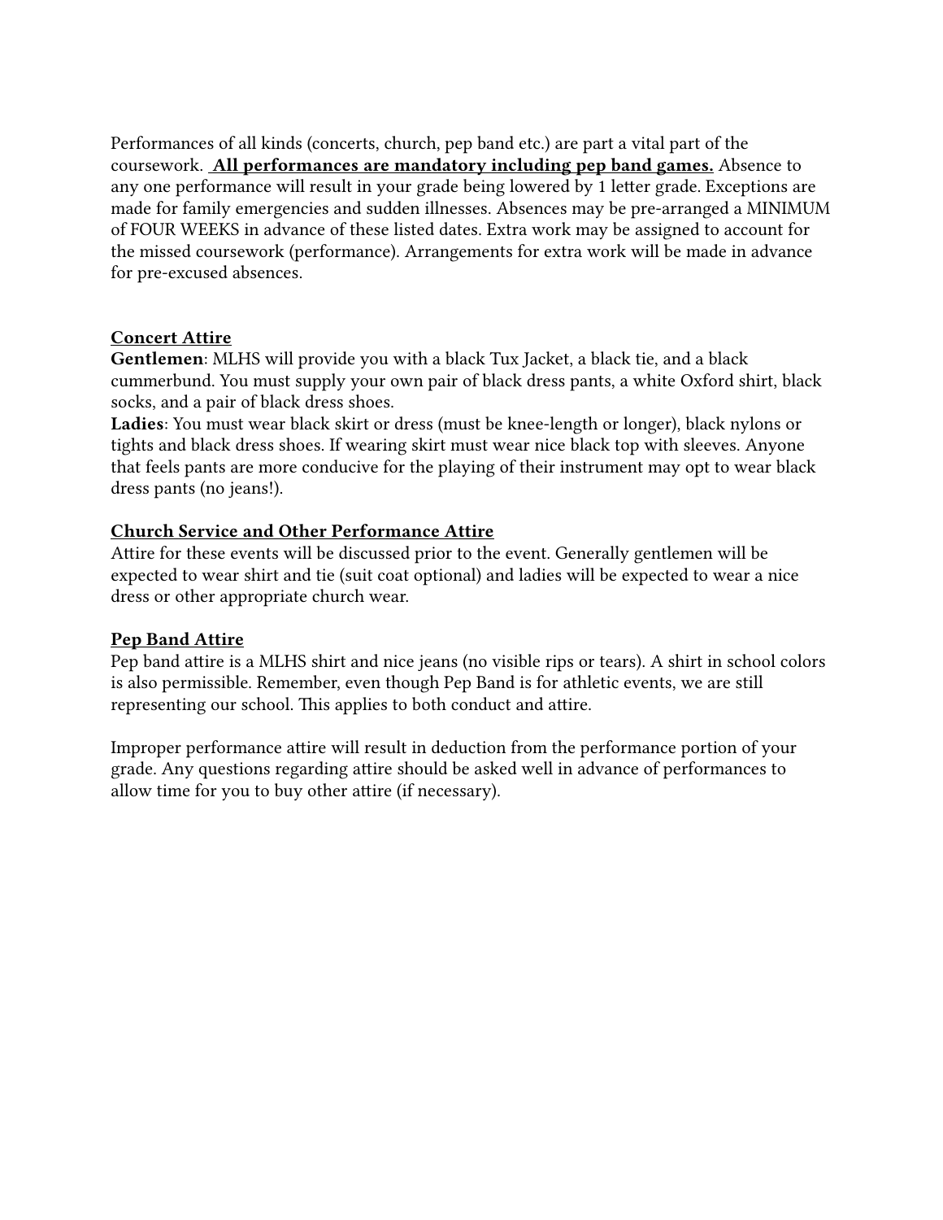Performances of all kinds (concerts, church, pep band etc.) are part a vital part of the coursework. **All performances are mandatory including pep band games.** Absence to any one performance will result in your grade being lowered by 1 letter grade. Exceptions are made for family emergencies and sudden illnesses. Absences may be pre-arranged a MINIMUM of FOUR WEEKS in advance of these listed dates. Extra work may be assigned to account for the missed coursework (performance). Arrangements for extra work will be made in advance for pre-excused absences.

**Concert Attire**

**Gentlemen**: MLHS will provide you with a black Tux Jacket, a black tie, and a black cummerbund. You must supply your own pair of black dress pants, a white Oxford shirt, black socks, and a pair of black dress shoes.

**Ladies**: You must wear black skirt or dress (must be knee-length or longer), black nylons or tights and black dress shoes. If wearing skirt must wear nice black top with sleeves. Anyone that feels pants are more conducive for the playing of their instrument may opt to wear black dress pants (no jeans!).

**Church Service and Other Performance Attire**

Attire for these events will be discussed prior to the event. Generally gentlemen will be expected to wear shirt and tie (suit coat optional) and ladies will be expected to wear a nice dress or other appropriate church wear.

**Pep Band Attire**

Pep band attire is a MLHS shirt and nice jeans (no visible rips or tears). A shirt in school colors is also permissible. Remember, even though Pep Band is for athletic events, we are still representing our school. This applies to both conduct and attire.

Improper performance attire will result in deduction from the performance portion of your grade. Any questions regarding attire should be asked well in advance of performances to allow time for you to buy other attire (if necessary).